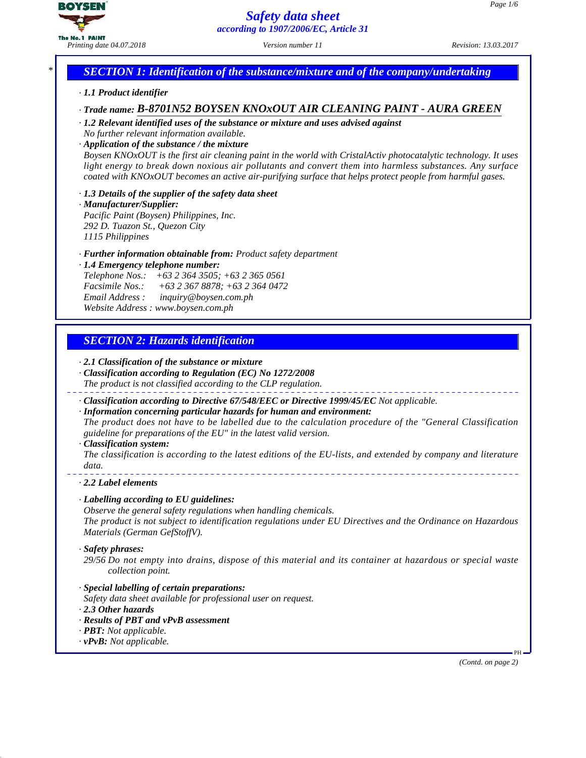# Safety data sheet

*according to 1907/2006/EC, Article 31*

*Printing date 04.07.2018* *Version number 11* *Revision: 13.03.2017*

## SECTION 1: Identification of the substance/mixture and of the company/undertaking

· **1.1 Product identifier**

· **Trade name: B-8701N52 BOYSEN KNOxOUT AIR CLEANING PAINT - AURA GREEN**

· **1.2 Relevant identified uses of the substance or mixture and uses advised against**
No further relevant information available.

· **Application of the substance / the mixture**
Boysen KNOxOUT is the first air cleaning paint in the world with CristalActiv photocatalytic technology. It uses light energy to break down noxious air pollutants and convert them into harmless substances. Any surface coated with KNOxOUT becomes an active air-purifying surface that helps protect people from harmful gases.

· **1.3 Details of the supplier of the safety data sheet**

· **Manufacturer/Supplier:**
Pacific Paint (Boysen) Philippines, Inc.
292 D. Tuazon St., Quezon City
1115 Philippines

· **Further information obtainable from:** Product safety department

· **1.4 Emergency telephone number:**
Telephone Nos.: +63 2 364 3505; +63 2 365 0561
Facsimile Nos.: +63 2 367 8878; +63 2 364 0472
Email Address : inquiry@boysen.com.ph
Website Address : www.boysen.com.ph

## SECTION 2: Hazards identification

· **2.1 Classification of the substance or mixture**

· **Classification according to Regulation (EC) No 1272/2008**
The product is not classified according to the CLP regulation.

· **Classification according to Directive 67/548/EEC or Directive 1999/45/EC** Not applicable.

· **Information concerning particular hazards for human and environment:**
The product does not have to be labelled due to the calculation procedure of the "General Classification guideline for preparations of the EU" in the latest valid version.

· **Classification system:**
The classification is according to the latest editions of the EU-lists, and extended by company and literature data.

· **2.2 Label elements**

· **Labelling according to EU guidelines:**
Observe the general safety regulations when handling chemicals.
The product is not subject to identification regulations under EU Directives and the Ordinance on Hazardous Materials (German GefStoffV).

· **Safety phrases:**
29/56 Do not empty into drains, dispose of this material and its container at hazardous or special waste collection point.

· **Special labelling of certain preparations:**
Safety data sheet available for professional user on request.

· **2.3 Other hazards**

· **Results of PBT and vPvB assessment**

· **PBT:** Not applicable.

· **vPvB:** Not applicable.

(Contd. on page 2)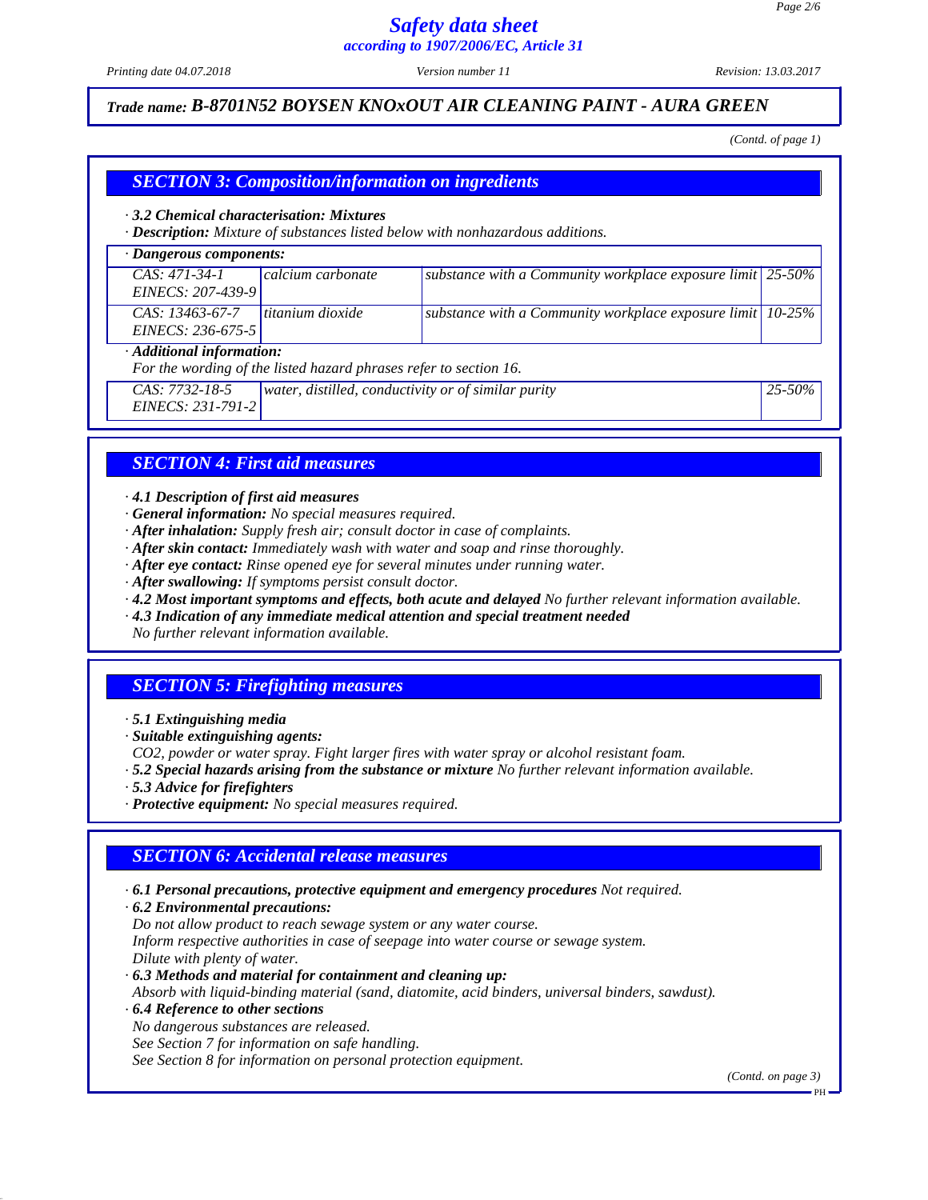*Trade name:* ***B-8701N52 BOYSEN KNOxOUT AIR CLEANING PAINT - AURA GREEN***

*(Contd. of page 1)*

## SECTION 3: Composition/information on ingredients

· **3.2 Chemical characterisation: Mixtures**
· **Description:** Mixture of substances listed below with nonhazardous additions.

· **Dangerous components:**

| | | | |
|---|---|---|---|
| CAS: 471-34-1<br>EINECS: 207-439-9 | calcium carbonate | substance with a Community workplace exposure limit | 25-50% |
| CAS: 13463-67-7<br>EINECS: 236-675-5 | titanium dioxide | substance with a Community workplace exposure limit | 10-25% |

· **Additional information:**
For the wording of the listed hazard phrases refer to section 16.

| | | |
|---|---|---|
| CAS: 7732-18-5<br>EINECS: 231-791-2 | water, distilled, conductivity or of similar purity | 25-50% |

## SECTION 4: First aid measures

· **4.1 Description of first aid measures**
· **General information:** No special measures required.
· **After inhalation:** Supply fresh air; consult doctor in case of complaints.
· **After skin contact:** Immediately wash with water and soap and rinse thoroughly.
· **After eye contact:** Rinse opened eye for several minutes under running water.
· **After swallowing:** If symptoms persist consult doctor.
· **4.2 Most important symptoms and effects, both acute and delayed** No further relevant information available.
· **4.3 Indication of any immediate medical attention and special treatment needed**
No further relevant information available.

## SECTION 5: Firefighting measures

· **5.1 Extinguishing media**
· **Suitable extinguishing agents:**
$CO_2$, powder or water spray. Fight larger fires with water spray or alcohol resistant foam.
· **5.2 Special hazards arising from the substance or mixture** No further relevant information available.
· **5.3 Advice for firefighters**
· **Protective equipment:** No special measures required.

## SECTION 6: Accidental release measures

· **6.1 Personal precautions, protective equipment and emergency procedures** Not required.
· **6.2 Environmental precautions:**
Do not allow product to reach sewage system or any water course.
Inform respective authorities in case of seepage into water course or sewage system.
Dilute with plenty of water.
· **6.3 Methods and material for containment and cleaning up:**
Absorb with liquid-binding material (sand, diatomite, acid binders, universal binders, sawdust).
· **6.4 Reference to other sections**
No dangerous substances are released.
See Section 7 for information on safe handling.
See Section 8 for information on personal protection equipment.

*(Contd. on page 3)*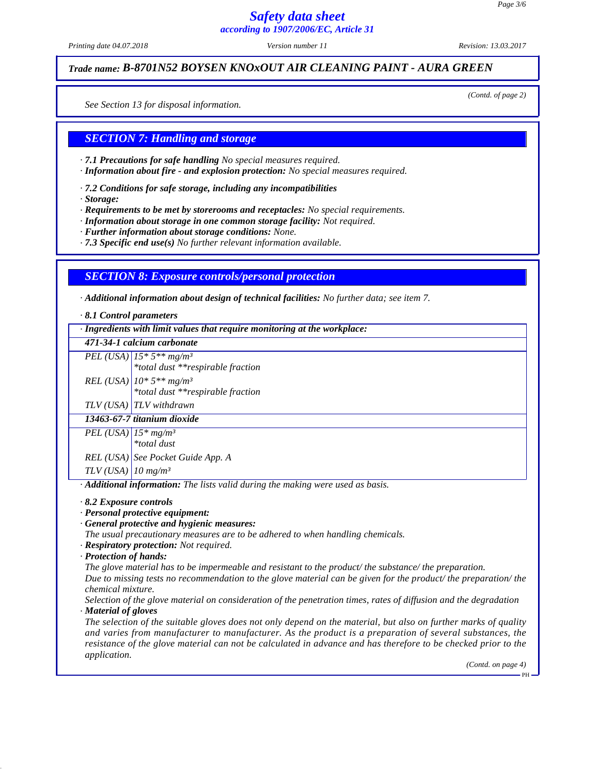*Trade name:* ***B-8701N52 BOYSEN KNOxOUT AIR CLEANING PAINT - AURA GREEN***

*(Contd. of page 2)*

*See Section 13 for disposal information.*

## SECTION 7: Handling and storage

· ***7.1 Precautions for safe handling*** *No special measures required.*
· ***Information about fire - and explosion protection:*** *No special measures required.*

· ***7.2 Conditions for safe storage, including any incompatibilities***
· ***Storage:***
· ***Requirements to be met by storerooms and receptacles:*** *No special requirements.*
· ***Information about storage in one common storage facility:*** *Not required.*
· ***Further information about storage conditions:*** *None.*
· ***7.3 Specific end use(s)*** *No further relevant information available.*

## SECTION 8: Exposure controls/personal protection

· ***Additional information about design of technical facilities:*** *No further data; see item 7.*

· ***8.1 Control parameters***

| · ***Ingredients with limit values that require monitoring at the workplace:*** | |
|---|---|
| ***471-34-1 calcium carbonate*** | |
| *PEL (USA)* | *15* 5** mg/m³*<br>*\*total dust \*\*respirable fraction* |
| *REL (USA)* | *10* 5** mg/m³*<br>*\*total dust \*\*respirable fraction* |
| *TLV (USA)* | *TLV withdrawn* |
| ***13463-67-7 titanium dioxide*** | |
| *PEL (USA)* | *15* mg/m³*<br>*\*total dust* |
| *REL (USA)* | *See Pocket Guide App. A* |
| *TLV (USA)* | *10 mg/m³* |

· ***Additional information:*** *The lists valid during the making were used as basis.*

· ***8.2 Exposure controls***
· ***Personal protective equipment:***
· ***General protective and hygienic measures:***
*The usual precautionary measures are to be adhered to when handling chemicals.*
· ***Respiratory protection:*** *Not required.*
· ***Protection of hands:***
*The glove material has to be impermeable and resistant to the product/ the substance/ the preparation.*
*Due to missing tests no recommendation to the glove material can be given for the product/ the preparation/ the chemical mixture.*
*Selection of the glove material on consideration of the penetration times, rates of diffusion and the degradation*
· ***Material of gloves***
*The selection of the suitable gloves does not only depend on the material, but also on further marks of quality and varies from manufacturer to manufacturer. As the product is a preparation of several substances, the resistance of the glove material can not be calculated in advance and has therefore to be checked prior to the application.*

*(Contd. on page 4)*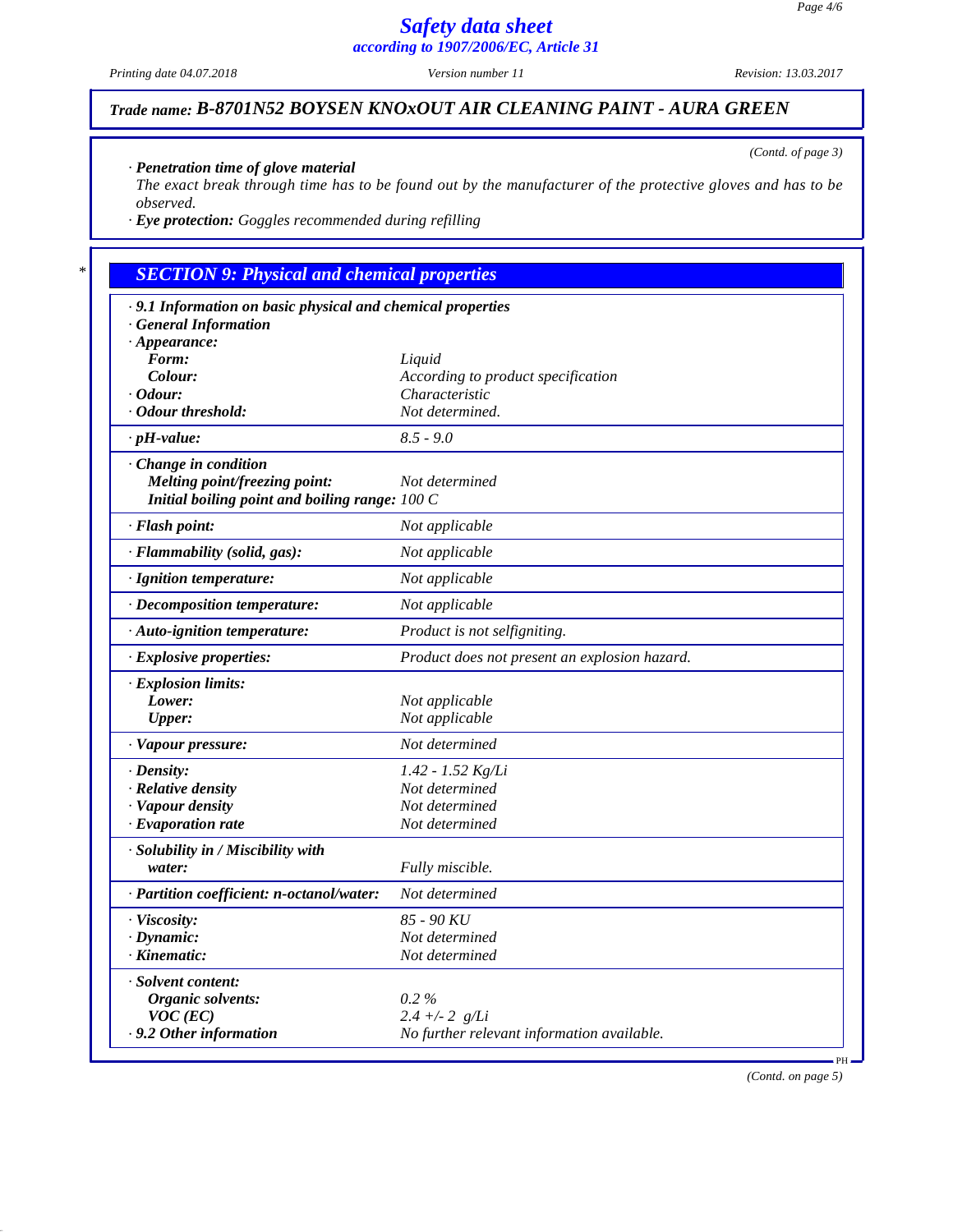## Trade name: B-8701N52 BOYSEN KNOxOUT AIR CLEANING PAINT - AURA GREEN

(Contd. of page 3)

· **Penetration time of glove material**
The exact break through time has to be found out by the manufacturer of the protective gloves and has to be observed.

· **Eye protection:** Goggles recommended during refilling

## SECTION 9: Physical and chemical properties

· **9.1 Information on basic physical and chemical properties**
· **General Information**

| Property | Value |
|---|---|
| · **Appearance:** | |
| **Form:** | Liquid |
| **Colour:** | According to product specification |
| · **Odour:** | Characteristic |
| · **Odour threshold:** | Not determined. |
| · **pH-value:** | 8.5 - 9.0 |
| · **Change in condition** | |
| **Melting point/freezing point:** | Not determined |
| **Initial boiling point and boiling range:** | 100 C |
| · **Flash point:** | Not applicable |
| · **Flammability (solid, gas):** | Not applicable |
| · **Ignition temperature:** | Not applicable |
| · **Decomposition temperature:** | Not applicable |
| · **Auto-ignition temperature:** | Product is not selfigniting. |
| · **Explosive properties:** | Product does not present an explosion hazard. |
| · **Explosion limits:** | |
| **Lower:** | Not applicable |
| **Upper:** | Not applicable |
| · **Vapour pressure:** | Not determined |
| · **Density:** | 1.42 - 1.52 Kg/Li |
| · **Relative density** | Not determined |
| · **Vapour density** | Not determined |
| · **Evaporation rate** | Not determined |
| · **Solubility in / Miscibility with** | |
| **water:** | Fully miscible. |
| · **Partition coefficient: n-octanol/water:** | Not determined |
| · **Viscosity:** | 85 - 90 KU |
| · **Dynamic:** | Not determined |
| · **Kinematic:** | Not determined |
| · **Solvent content:** | |
| **Organic solvents:** | 0.2 % |
| **VOC (EC)** | 2.4 +/- 2 g/Li |
| · **9.2 Other information** | No further relevant information available. |

(Contd. on page 5)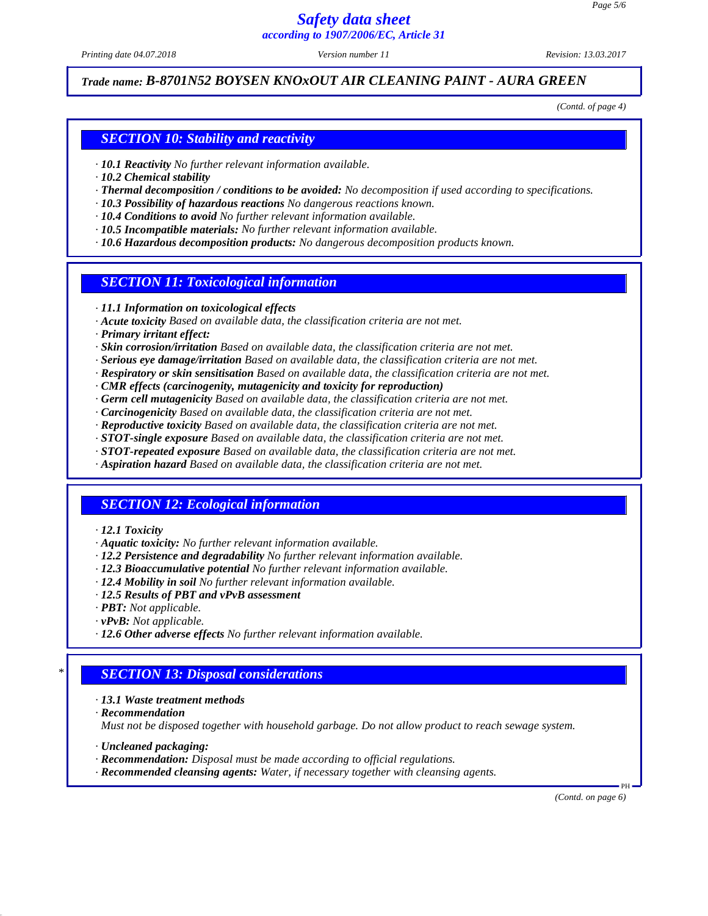*Trade name:* ***B-8701N52 BOYSEN KNOxOUT AIR CLEANING PAINT - AURA GREEN***

*(Contd. of page 4)*

## SECTION 10: Stability and reactivity

- ***10.1 Reactivity*** *No further relevant information available.*
- ***10.2 Chemical stability***
- ***Thermal decomposition / conditions to be avoided:*** *No decomposition if used according to specifications.*
- ***10.3 Possibility of hazardous reactions*** *No dangerous reactions known.*
- ***10.4 Conditions to avoid*** *No further relevant information available.*
- ***10.5 Incompatible materials:*** *No further relevant information available.*
- ***10.6 Hazardous decomposition products:*** *No dangerous decomposition products known.*

## SECTION 11: Toxicological information

- ***11.1 Information on toxicological effects***
- ***Acute toxicity*** *Based on available data, the classification criteria are not met.*
- ***Primary irritant effect:***
- ***Skin corrosion/irritation*** *Based on available data, the classification criteria are not met.*
- ***Serious eye damage/irritation*** *Based on available data, the classification criteria are not met.*
- ***Respiratory or skin sensitisation*** *Based on available data, the classification criteria are not met.*
- ***CMR effects (carcinogenity, mutagenicity and toxicity for reproduction)***
- ***Germ cell mutagenicity*** *Based on available data, the classification criteria are not met.*
- ***Carcinogenicity*** *Based on available data, the classification criteria are not met.*
- ***Reproductive toxicity*** *Based on available data, the classification criteria are not met.*
- ***STOT-single exposure*** *Based on available data, the classification criteria are not met.*
- ***STOT-repeated exposure*** *Based on available data, the classification criteria are not met.*
- ***Aspiration hazard*** *Based on available data, the classification criteria are not met.*

## SECTION 12: Ecological information

- ***12.1 Toxicity***
- ***Aquatic toxicity:*** *No further relevant information available.*
- ***12.2 Persistence and degradability*** *No further relevant information available.*
- ***12.3 Bioaccumulative potential*** *No further relevant information available.*
- ***12.4 Mobility in soil*** *No further relevant information available.*
- ***12.5 Results of PBT and vPvB assessment***
- ***PBT:*** *Not applicable.*
- ***vPvB:*** *Not applicable.*
- ***12.6 Other adverse effects*** *No further relevant information available.*

## * SECTION 13: Disposal considerations

- ***13.1 Waste treatment methods***
- ***Recommendation***

  *Must not be disposed together with household garbage. Do not allow product to reach sewage system.*

- ***Uncleaned packaging:***
- ***Recommendation:*** *Disposal must be made according to official regulations.*
- ***Recommended cleansing agents:*** *Water, if necessary together with cleansing agents.*

PH

*(Contd. on page 6)*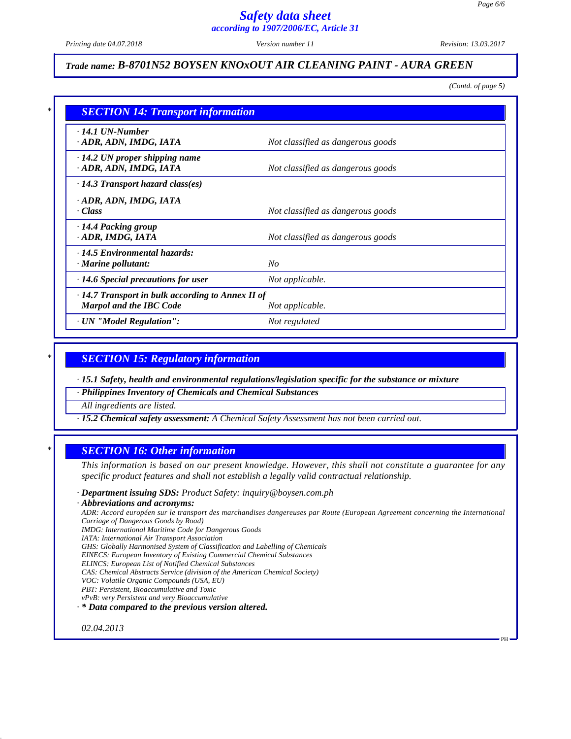## Safety data sheet
### according to 1907/2006/EC, Article 31

*Printing date 04.07.2018* *Version number 11* *Revision: 13.03.2017*

**Trade name: B-8701N52 BOYSEN KNOxOUT AIR CLEANING PAINT - AURA GREEN**

*(Contd. of page 5)*

## * SECTION 14: Transport information

| | |
|---|---|
| · **14.1 UN-Number**<br>· **ADR, ADN, IMDG, IATA** | Not classified as dangerous goods |
| · **14.2 UN proper shipping name**<br>· **ADR, ADN, IMDG, IATA** | Not classified as dangerous goods |
| · **14.3 Transport hazard class(es)**<br>· **ADR, ADN, IMDG, IATA**<br>· **Class** | Not classified as dangerous goods |
| · **14.4 Packing group**<br>· **ADR, IMDG, IATA** | Not classified as dangerous goods |
| · **14.5 Environmental hazards:**<br>· **Marine pollutant:** | No |
| · **14.6 Special precautions for user** | Not applicable. |
| · **14.7 Transport in bulk according to Annex II of Marpol and the IBC Code** | Not applicable. |
| · **UN "Model Regulation":** | Not regulated |

## * SECTION 15: Regulatory information

· **15.1 Safety, health and environmental regulations/legislation specific for the substance or mixture**

· **Philippines Inventory of Chemicals and Chemical Substances**

All ingredients are listed.

· **15.2 Chemical safety assessment:** A Chemical Safety Assessment has not been carried out.

## * SECTION 16: Other information

This information is based on our present knowledge. However, this shall not constitute a guarantee for any specific product features and shall not establish a legally valid contractual relationship.

· **Department issuing SDS:** Product Safety: inquiry@boysen.com.ph

· **Abbreviations and acronyms:**

ADR: Accord européen sur le transport des marchandises dangereuses par Route (European Agreement concerning the International Carriage of Dangerous Goods by Road)
IMDG: International Maritime Code for Dangerous Goods
IATA: International Air Transport Association
GHS: Globally Harmonised System of Classification and Labelling of Chemicals
EINECS: European Inventory of Existing Commercial Chemical Substances
ELINCS: European List of Notified Chemical Substances
CAS: Chemical Abstracts Service (division of the American Chemical Society)
VOC: Volatile Organic Compounds (USA, EU)
PBT: Persistent, Bioaccumulative and Toxic
vPvB: very Persistent and very Bioaccumulative

· *** Data compared to the previous version altered.**

02.04.2013